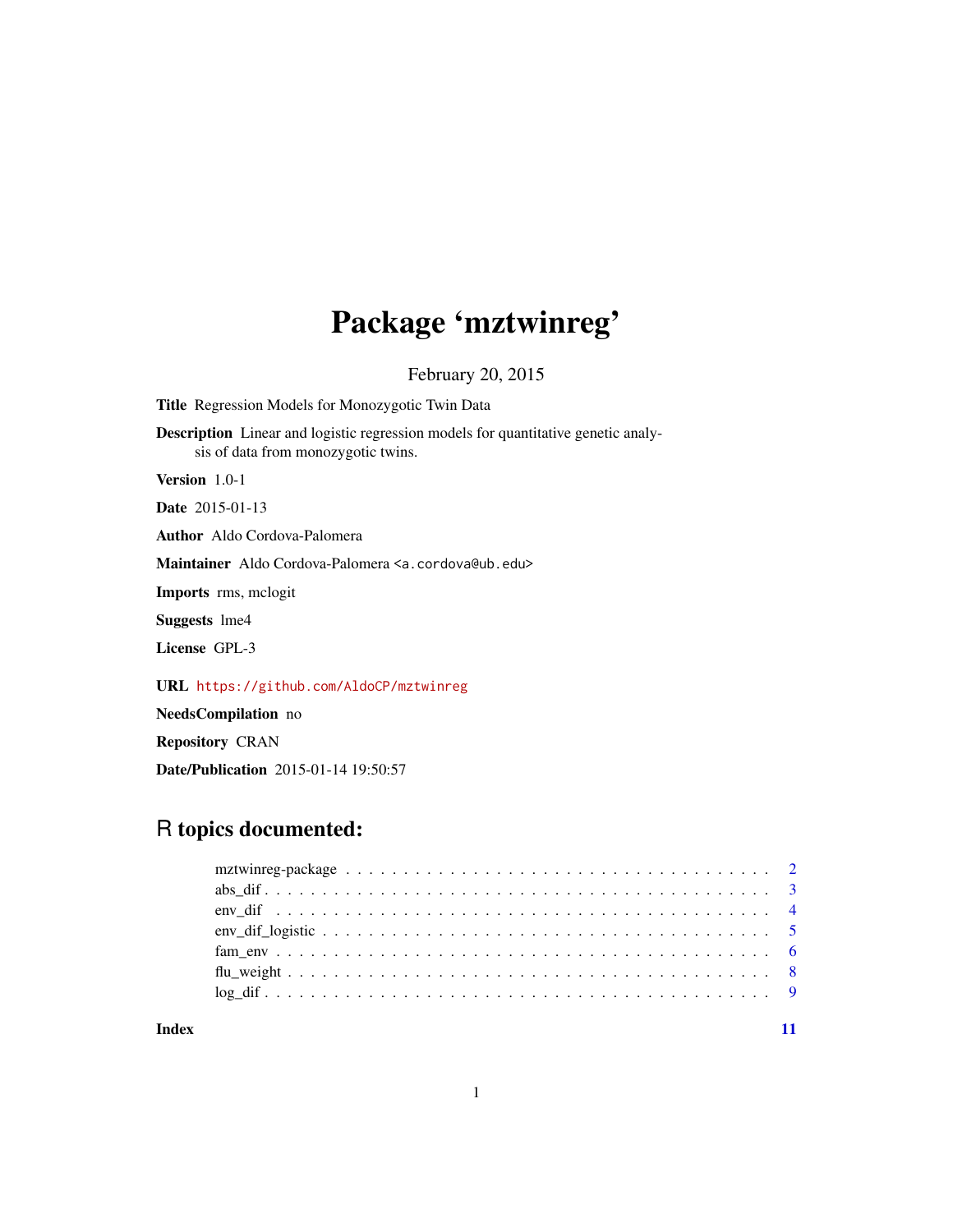# Package 'mztwinreg'

February 20, 2015

**Title** Regression Models for Monozygotic Twin Data

**Description** Linear and logistic regression models for quantitative genetic analysis of data from monozygotic twins.

**Version** 1.0-1

**Date** 2015-01-13

**Author** Aldo Cordova-Palomera

**Maintainer** Aldo Cordova-Palomera <a.cordova@ub.edu>

**Imports** rms, mclogit

**Suggests** lme4

**License** GPL-3

**URL** https://github.com/AldoCP/mztwinreg

**NeedsCompilation** no

**Repository** CRAN

**Date/Publication** 2015-01-14 19:50:57

## R topics documented:

- mztwinreg-package . . . . . . . . . . . . . . . . . . . . . . . . . . . . . . . . . . . 2
- abs_dif . . . . . . . . . . . . . . . . . . . . . . . . . . . . . . . . . . . . . . . . . . 3
- env_dif . . . . . . . . . . . . . . . . . . . . . . . . . . . . . . . . . . . . . . . . . . 4
- env_dif_logistic . . . . . . . . . . . . . . . . . . . . . . . . . . . . . . . . . . . . 5
- fam_env . . . . . . . . . . . . . . . . . . . . . . . . . . . . . . . . . . . . . . . . . . 6
- flu_weight . . . . . . . . . . . . . . . . . . . . . . . . . . . . . . . . . . . . . . . . 8
- log_dif . . . . . . . . . . . . . . . . . . . . . . . . . . . . . . . . . . . . . . . . . . 9

**Index** **11**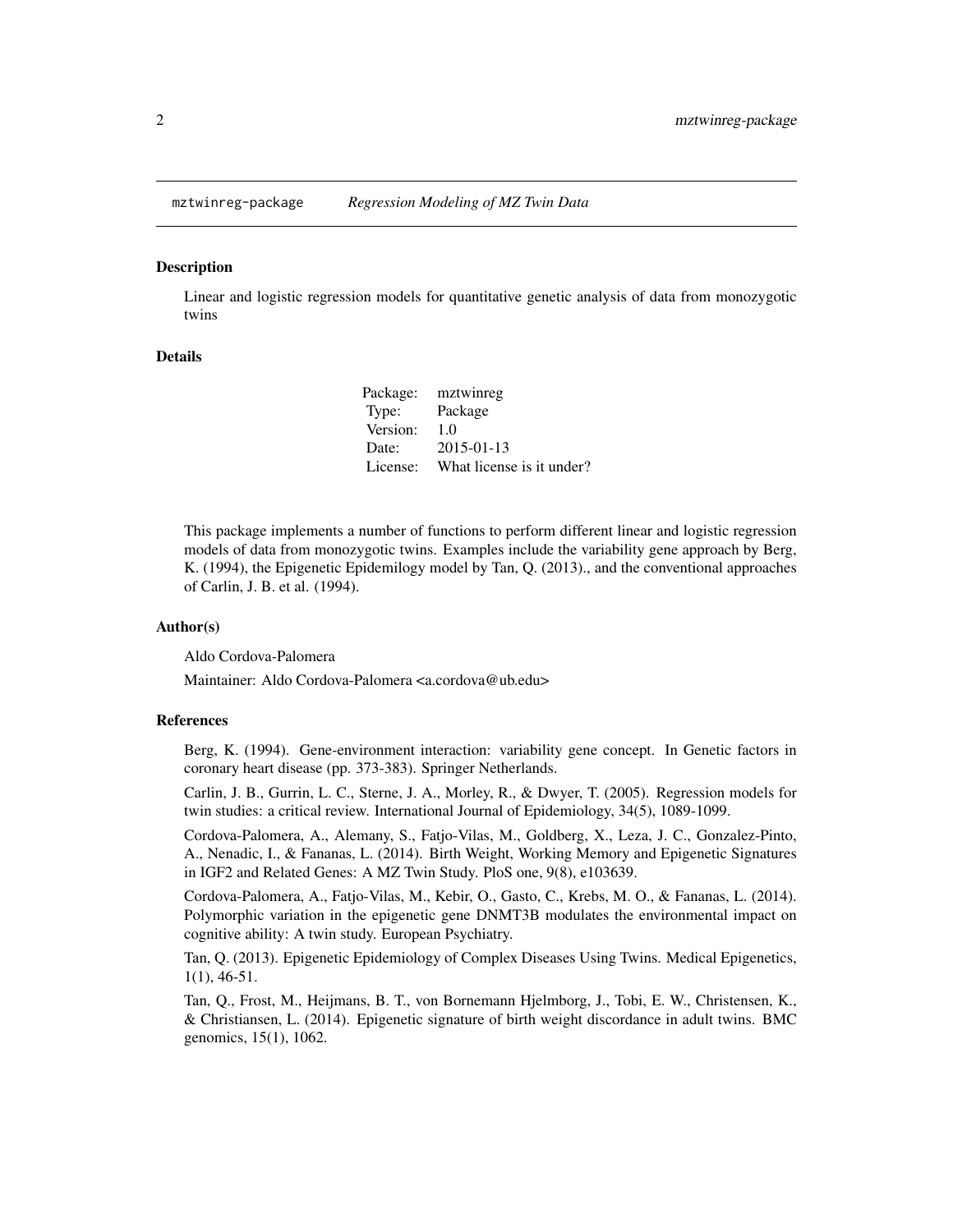mztwinreg-package *Regression Modeling of MZ Twin Data*

## Description

Linear and logistic regression models for quantitative genetic analysis of data from monozygotic twins

## Details

| | |
|---|---|
| Package: | mztwinreg |
| Type: | Package |
| Version: | 1.0 |
| Date: | 2015-01-13 |
| License: | What license is it under? |

This package implements a number of functions to perform different linear and logistic regression models of data from monozygotic twins. Examples include the variability gene approach by Berg, K. (1994), the Epigenetic Epidemilogy model by Tan, Q. (2013)., and the conventional approaches of Carlin, J. B. et al. (1994).

## Author(s)

Aldo Cordova-Palomera

Maintainer: Aldo Cordova-Palomera <a.cordova@ub.edu>

## References

Berg, K. (1994). Gene-environment interaction: variability gene concept. In Genetic factors in coronary heart disease (pp. 373-383). Springer Netherlands.

Carlin, J. B., Gurrin, L. C., Sterne, J. A., Morley, R., & Dwyer, T. (2005). Regression models for twin studies: a critical review. International Journal of Epidemiology, 34(5), 1089-1099.

Cordova-Palomera, A., Alemany, S., Fatjo-Vilas, M., Goldberg, X., Leza, J. C., Gonzalez-Pinto, A., Nenadic, I., & Fananas, L. (2014). Birth Weight, Working Memory and Epigenetic Signatures in IGF2 and Related Genes: A MZ Twin Study. PloS one, 9(8), e103639.

Cordova-Palomera, A., Fatjo-Vilas, M., Kebir, O., Gasto, C., Krebs, M. O., & Fananas, L. (2014). Polymorphic variation in the epigenetic gene DNMT3B modulates the environmental impact on cognitive ability: A twin study. European Psychiatry.

Tan, Q. (2013). Epigenetic Epidemiology of Complex Diseases Using Twins. Medical Epigenetics, 1(1), 46-51.

Tan, Q., Frost, M., Heijmans, B. T., von Bornemann Hjelmborg, J., Tobi, E. W., Christensen, K., & Christiansen, L. (2014). Epigenetic signature of birth weight discordance in adult twins. BMC genomics, 15(1), 1062.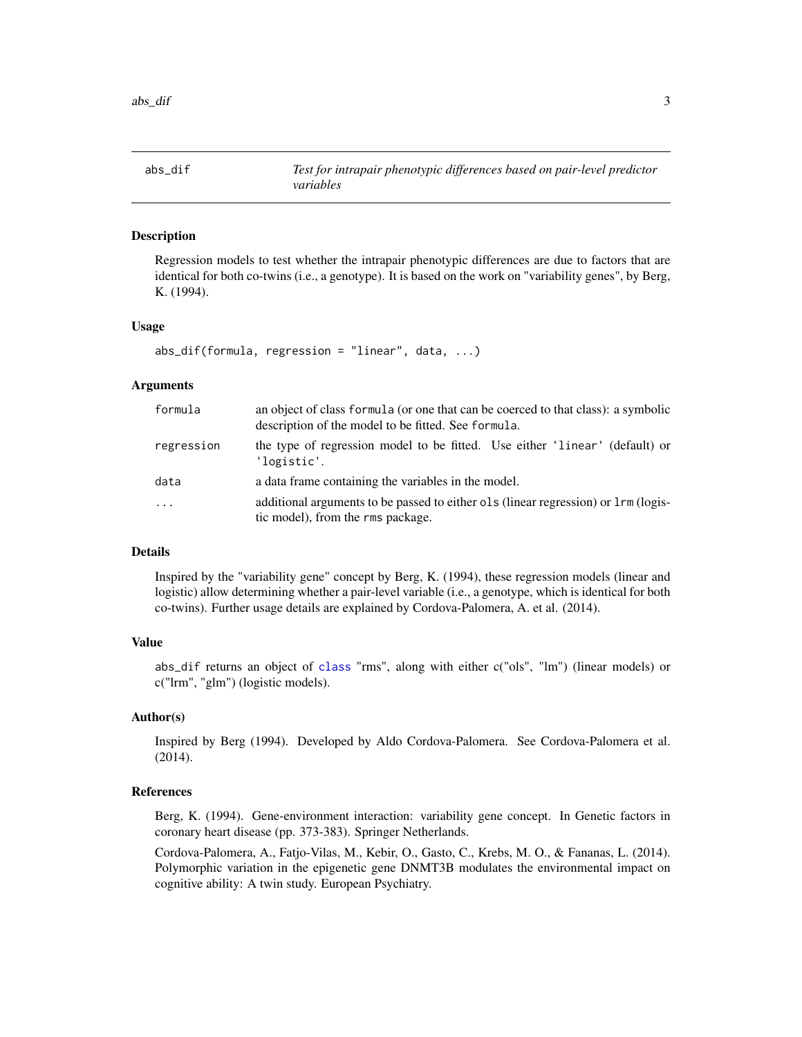## abs_dif — *Test for intrapair phenotypic differences based on pair-level predictor variables*

### Description

Regression models to test whether the intrapair phenotypic differences are due to factors that are identical for both co-twins (i.e., a genotype). It is based on the work on "variability genes", by Berg, K. (1994).

### Usage

```
abs_dif(formula, regression = "linear", data, ...)
```

### Arguments

| | |
|---|---|
| `formula` | an object of class `formula` (or one that can be coerced to that class): a symbolic description of the model to be fitted. See `formula`. |
| `regression` | the type of regression model to be fitted. Use either `'linear'` (default) or `'logistic'`. |
| `data` | a data frame containing the variables in the model. |
| `...` | additional arguments to be passed to either `ols` (linear regression) or `lrm` (logistic model), from the `rms` package. |

### Details

Inspired by the "variability gene" concept by Berg, K. (1994), these regression models (linear and logistic) allow determining whether a pair-level variable (i.e., a genotype, which is identical for both co-twins). Further usage details are explained by Cordova-Palomera, A. et al. (2014).

### Value

`abs_dif` returns an object of `class` "rms", along with either c("ols", "lm") (linear models) or c("lrm", "glm") (logistic models).

### Author(s)

Inspired by Berg (1994). Developed by Aldo Cordova-Palomera. See Cordova-Palomera et al. (2014).

### References

Berg, K. (1994). Gene-environment interaction: variability gene concept. In Genetic factors in coronary heart disease (pp. 373-383). Springer Netherlands.

Cordova-Palomera, A., Fatjo-Vilas, M., Kebir, O., Gasto, C., Krebs, M. O., & Fananas, L. (2014). Polymorphic variation in the epigenetic gene DNMT3B modulates the environmental impact on cognitive ability: A twin study. European Psychiatry.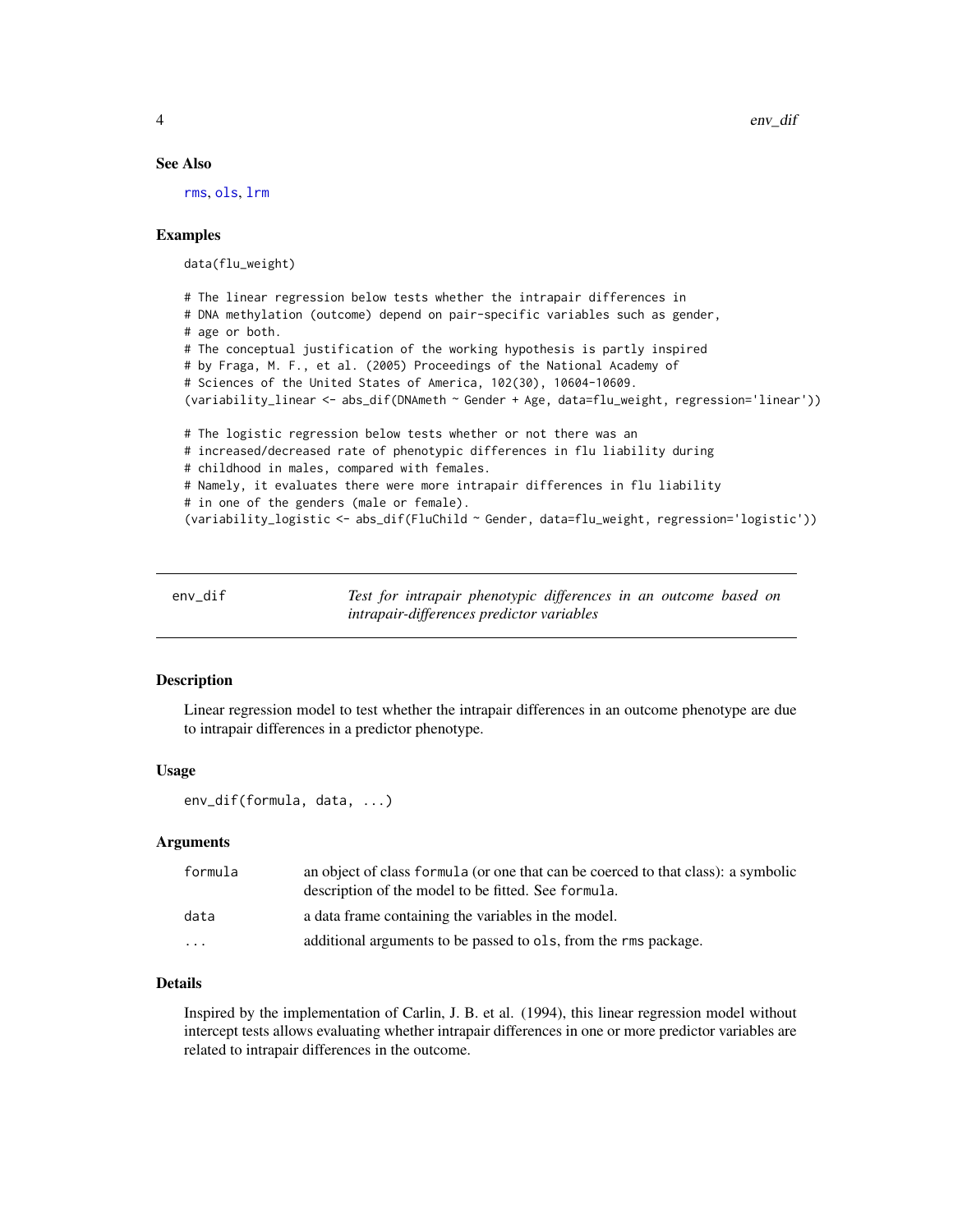### See Also

rms, ols, lrm

### Examples

```
data(flu_weight)

# The linear regression below tests whether the intrapair differences in
# DNA methylation (outcome) depend on pair-specific variables such as gender,
# age or both.
# The conceptual justification of the working hypothesis is partly inspired
# by Fraga, M. F., et al. (2005) Proceedings of the National Academy of
# Sciences of the United States of America, 102(30), 10604-10609.
(variability_linear <- abs_dif(DNAmeth ~ Gender + Age, data=flu_weight, regression='linear'))

# The logistic regression below tests whether or not there was an
# increased/decreased rate of phenotypic differences in flu liability during
# childhood in males, compared with females.
# Namely, it evaluates there were more intrapair differences in flu liability
# in one of the genders (male or female).
(variability_logistic <- abs_dif(FluChild ~ Gender, data=flu_weight, regression='logistic'))
```

---

## env_dif — *Test for intrapair phenotypic differences in an outcome based on intrapair-differences predictor variables*

---

### Description

Linear regression model to test whether the intrapair differences in an outcome phenotype are due to intrapair differences in a predictor phenotype.

### Usage

```
env_dif(formula, data, ...)
```

### Arguments

| | |
|---|---|
| formula | an object of class formula (or one that can be coerced to that class): a symbolic description of the model to be fitted. See formula. |
| data | a data frame containing the variables in the model. |
| ... | additional arguments to be passed to ols, from the rms package. |

### Details

Inspired by the implementation of Carlin, J. B. et al. (1994), this linear regression model without intercept tests allows evaluating whether intrapair differences in one or more predictor variables are related to intrapair differences in the outcome.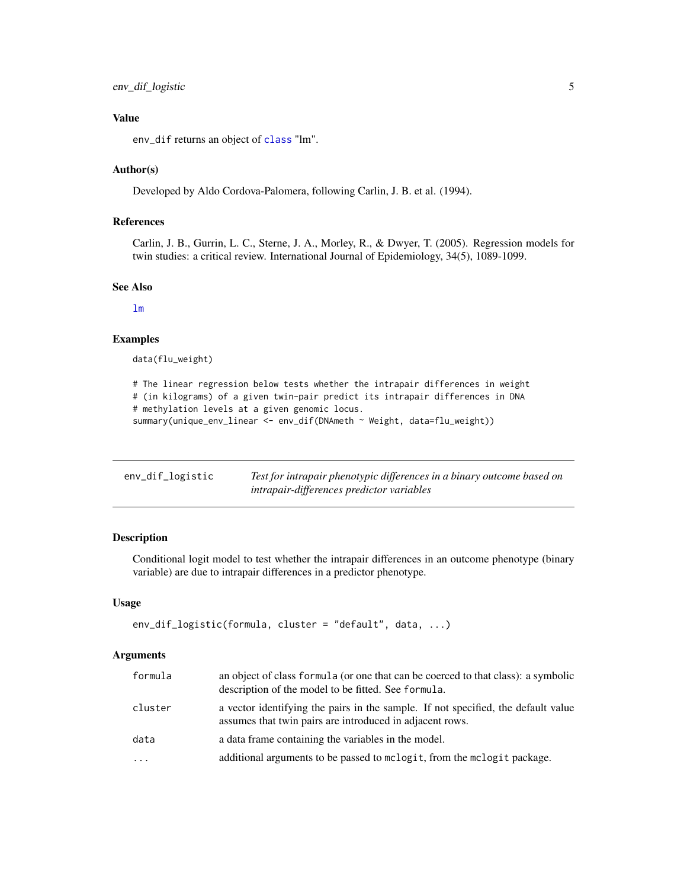### Value

env_dif returns an object of class "lm".

### Author(s)

Developed by Aldo Cordova-Palomera, following Carlin, J. B. et al. (1994).

### References

Carlin, J. B., Gurrin, L. C., Sterne, J. A., Morley, R., & Dwyer, T. (2005). Regression models for twin studies: a critical review. International Journal of Epidemiology, 34(5), 1089-1099.

### See Also

lm

### Examples

```
data(flu_weight)

# The linear regression below tests whether the intrapair differences in weight
# (in kilograms) of a given twin-pair predict its intrapair differences in DNA
# methylation levels at a given genomic locus.
summary(unique_env_linear <- env_dif(DNAmeth ~ Weight, data=flu_weight))
```

---

## env_dif_logistic — *Test for intrapair phenotypic differences in a binary outcome based on intrapair-differences predictor variables*

---

### Description

Conditional logit model to test whether the intrapair differences in an outcome phenotype (binary variable) are due to intrapair differences in a predictor phenotype.

### Usage

```
env_dif_logistic(formula, cluster = "default", data, ...)
```

### Arguments

| | |
|---|---|
| formula | an object of class formula (or one that can be coerced to that class): a symbolic description of the model to be fitted. See formula. |
| cluster | a vector identifying the pairs in the sample. If not specified, the default value assumes that twin pairs are introduced in adjacent rows. |
| data | a data frame containing the variables in the model. |
| ... | additional arguments to be passed to mclogit, from the mclogit package. |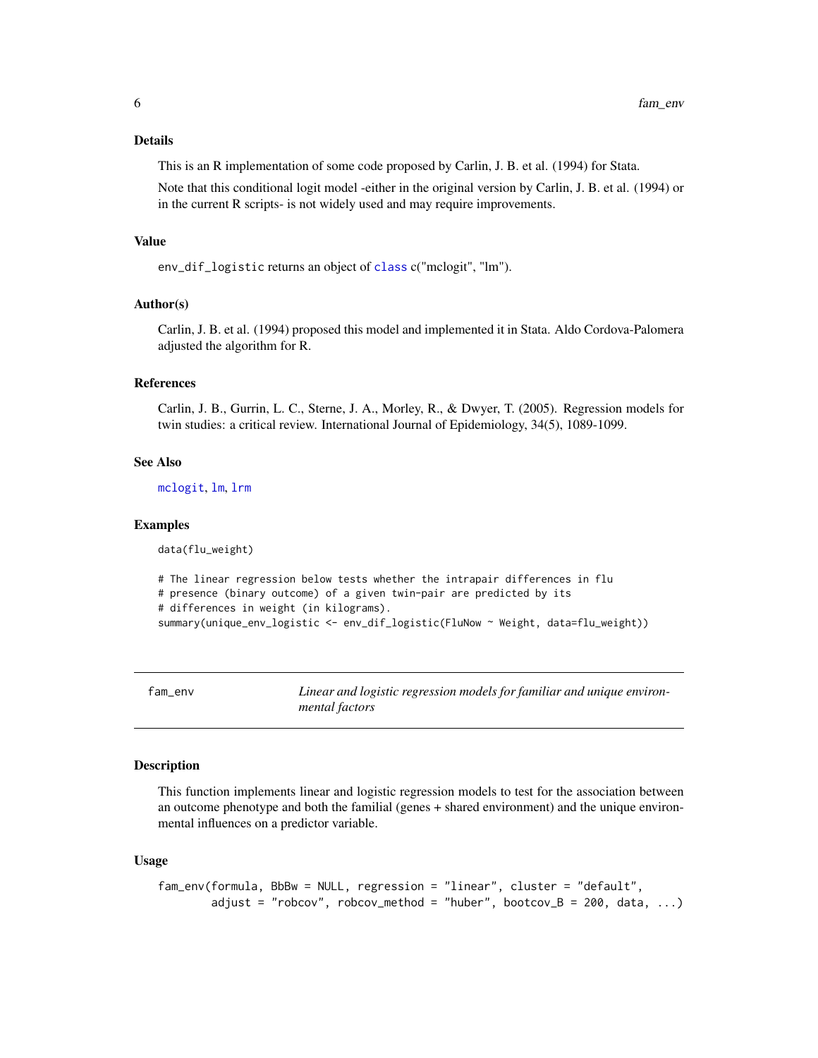### Details

This is an R implementation of some code proposed by Carlin, J. B. et al. (1994) for Stata.

Note that this conditional logit model -either in the original version by Carlin, J. B. et al. (1994) or in the current R scripts- is not widely used and may require improvements.

### Value

env_dif_logistic returns an object of class c("mclogit", "lm").

### Author(s)

Carlin, J. B. et al. (1994) proposed this model and implemented it in Stata. Aldo Cordova-Palomera adjusted the algorithm for R.

### References

Carlin, J. B., Gurrin, L. C., Sterne, J. A., Morley, R., & Dwyer, T. (2005). Regression models for twin studies: a critical review. International Journal of Epidemiology, 34(5), 1089-1099.

### See Also

mclogit, lm, lrm

### Examples

```
data(flu_weight)

# The linear regression below tests whether the intrapair differences in flu
# presence (binary outcome) of a given twin-pair are predicted by its
# differences in weight (in kilograms).
summary(unique_env_logistic <- env_dif_logistic(FluNow ~ Weight, data=flu_weight))
```

---

## fam_env — *Linear and logistic regression models for familiar and unique environmental factors*

### Description

This function implements linear and logistic regression models to test for the association between an outcome phenotype and both the familial (genes + shared environment) and the unique environmental influences on a predictor variable.

### Usage

```
fam_env(formula, BbBw = NULL, regression = "linear", cluster = "default",
        adjust = "robcov", robcov_method = "huber", bootcov_B = 200, data, ...)
```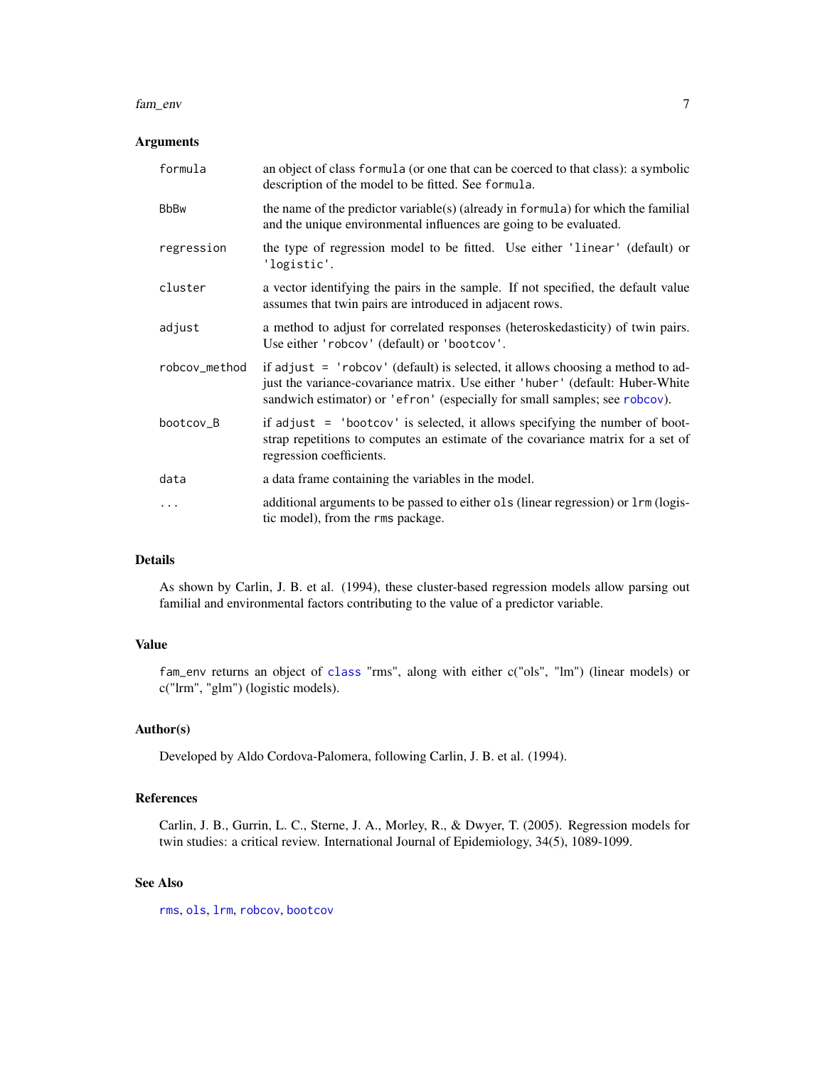## Arguments

| | |
|---|---|
| `formula` | an object of class `formula` (or one that can be coerced to that class): a symbolic description of the model to be fitted. See `formula`. |
| `BbBw` | the name of the predictor variable(s) (already in `formula`) for which the familial and the unique environmental influences are going to be evaluated. |
| `regression` | the type of regression model to be fitted. Use either `'linear'` (default) or `'logistic'`. |
| `cluster` | a vector identifying the pairs in the sample. If not specified, the default value assumes that twin pairs are introduced in adjacent rows. |
| `adjust` | a method to adjust for correlated responses (heteroskedasticity) of twin pairs. Use either `'robcov'` (default) or `'bootcov'`. |
| `robcov_method` | if `adjust = 'robcov'` (default) is selected, it allows choosing a method to adjust the variance-covariance matrix. Use either `'huber'` (default: Huber-White sandwich estimator) or `'efron'` (especially for small samples; see `robcov`). |
| `bootcov_B` | if `adjust = 'bootcov'` is selected, it allows specifying the number of bootstrap repetitions to computes an estimate of the covariance matrix for a set of regression coefficients. |
| `data` | a data frame containing the variables in the model. |
| `...` | additional arguments to be passed to either `ols` (linear regression) or `lrm` (logistic model), from the `rms` package. |

## Details

As shown by Carlin, J. B. et al. (1994), these cluster-based regression models allow parsing out familial and environmental factors contributing to the value of a predictor variable.

## Value

`fam_env` returns an object of `class` "rms", along with either c("ols", "lm") (linear models) or c("lrm", "glm") (logistic models).

## Author(s)

Developed by Aldo Cordova-Palomera, following Carlin, J. B. et al. (1994).

## References

Carlin, J. B., Gurrin, L. C., Sterne, J. A., Morley, R., & Dwyer, T. (2005). Regression models for twin studies: a critical review. International Journal of Epidemiology, 34(5), 1089-1099.

## See Also

`rms`, `ols`, `lrm`, `robcov`, `bootcov`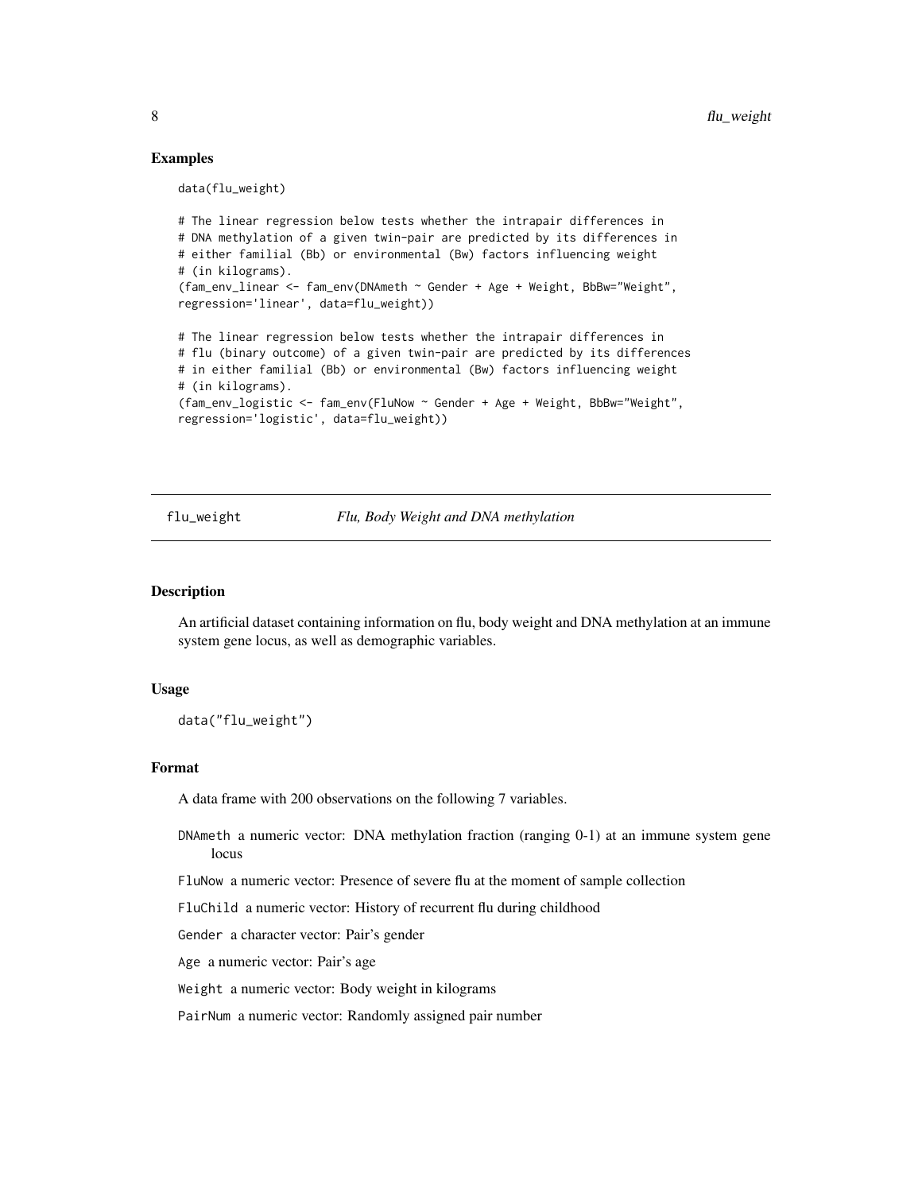### Examples

```
data(flu_weight)

# The linear regression below tests whether the intrapair differences in
# DNA methylation of a given twin-pair are predicted by its differences in
# either familial (Bb) or environmental (Bw) factors influencing weight
# (in kilograms).
(fam_env_linear <- fam_env(DNAmeth ~ Gender + Age + Weight, BbBw="Weight",
regression='linear', data=flu_weight))

# The linear regression below tests whether the intrapair differences in
# flu (binary outcome) of a given twin-pair are predicted by its differences
# in either familial (Bb) or environmental (Bw) factors influencing weight
# (in kilograms).
(fam_env_logistic <- fam_env(FluNow ~ Gender + Age + Weight, BbBw="Weight",
regression='logistic', data=flu_weight))
```

---

## flu_weight — *Flu, Body Weight and DNA methylation*

---

### Description

An artificial dataset containing information on flu, body weight and DNA methylation at an immune system gene locus, as well as demographic variables.

### Usage

```
data("flu_weight")
```

### Format

A data frame with 200 observations on the following 7 variables.

- `DNAmeth` a numeric vector: DNA methylation fraction (ranging 0-1) at an immune system gene locus
- `FluNow` a numeric vector: Presence of severe flu at the moment of sample collection
- `FluChild` a numeric vector: History of recurrent flu during childhood
- `Gender` a character vector: Pair's gender
- `Age` a numeric vector: Pair's age
- `Weight` a numeric vector: Body weight in kilograms
- `PairNum` a numeric vector: Randomly assigned pair number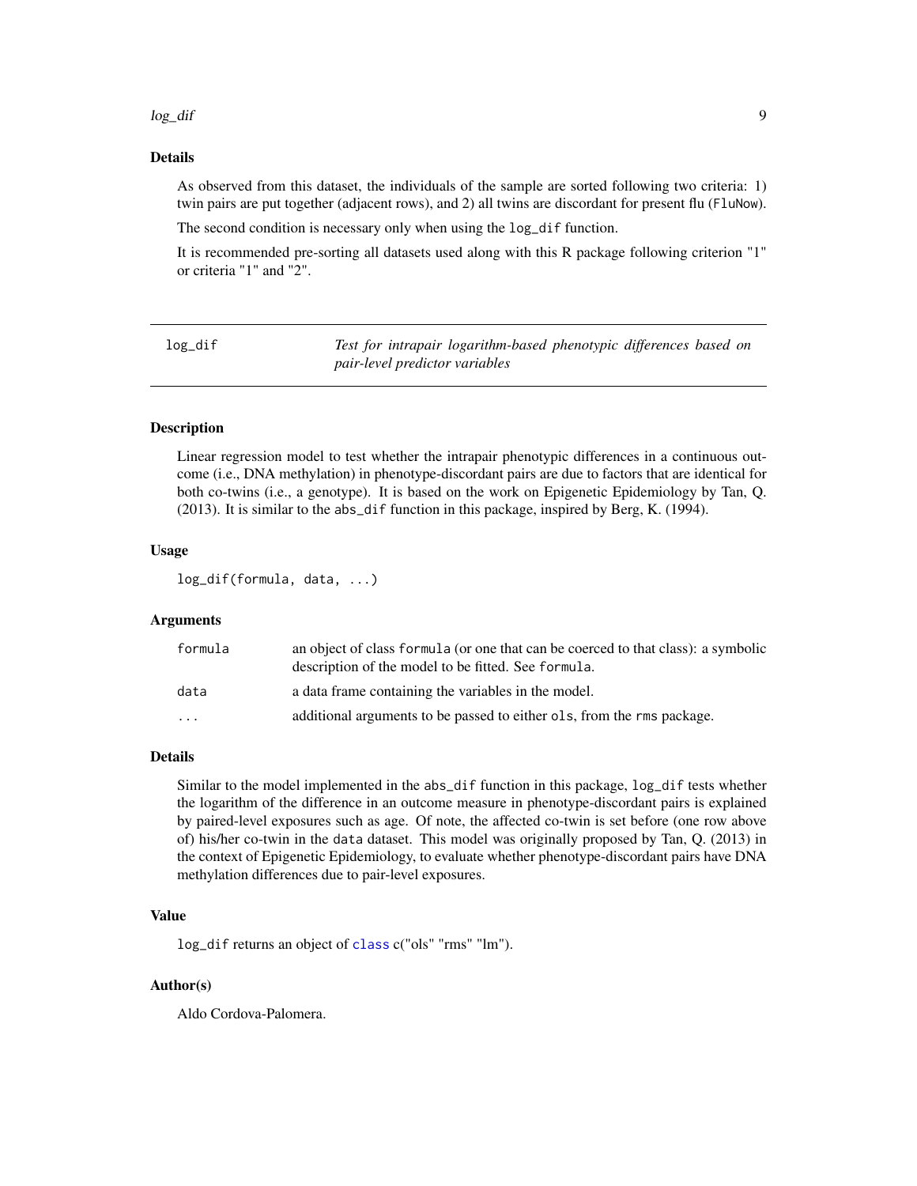## Details

As observed from this dataset, the individuals of the sample are sorted following two criteria: 1) twin pairs are put together (adjacent rows), and 2) all twins are discordant for present flu (FluNow).

The second condition is necessary only when using the log_dif function.

It is recommended pre-sorting all datasets used along with this R package following criterion "1" or criteria "1" and "2".

---

# log_dif — *Test for intrapair logarithm-based phenotypic differences based on pair-level predictor variables*

---

## Description

Linear regression model to test whether the intrapair phenotypic differences in a continuous outcome (i.e., DNA methylation) in phenotype-discordant pairs are due to factors that are identical for both co-twins (i.e., a genotype). It is based on the work on Epigenetic Epidemiology by Tan, Q. (2013). It is similar to the abs_dif function in this package, inspired by Berg, K. (1994).

## Usage

```
log_dif(formula, data, ...)
```

## Arguments

| | |
|---|---|
| formula | an object of class formula (or one that can be coerced to that class): a symbolic description of the model to be fitted. See formula. |
| data | a data frame containing the variables in the model. |
| ... | additional arguments to be passed to either ols, from the rms package. |

## Details

Similar to the model implemented in the abs_dif function in this package, log_dif tests whether the logarithm of the difference in an outcome measure in phenotype-discordant pairs is explained by paired-level exposures such as age. Of note, the affected co-twin is set before (one row above of) his/her co-twin in the data dataset. This model was originally proposed by Tan, Q. (2013) in the context of Epigenetic Epidemiology, to evaluate whether phenotype-discordant pairs have DNA methylation differences due to pair-level exposures.

## Value

log_dif returns an object of class c("ols" "rms" "lm").

## Author(s)

Aldo Cordova-Palomera.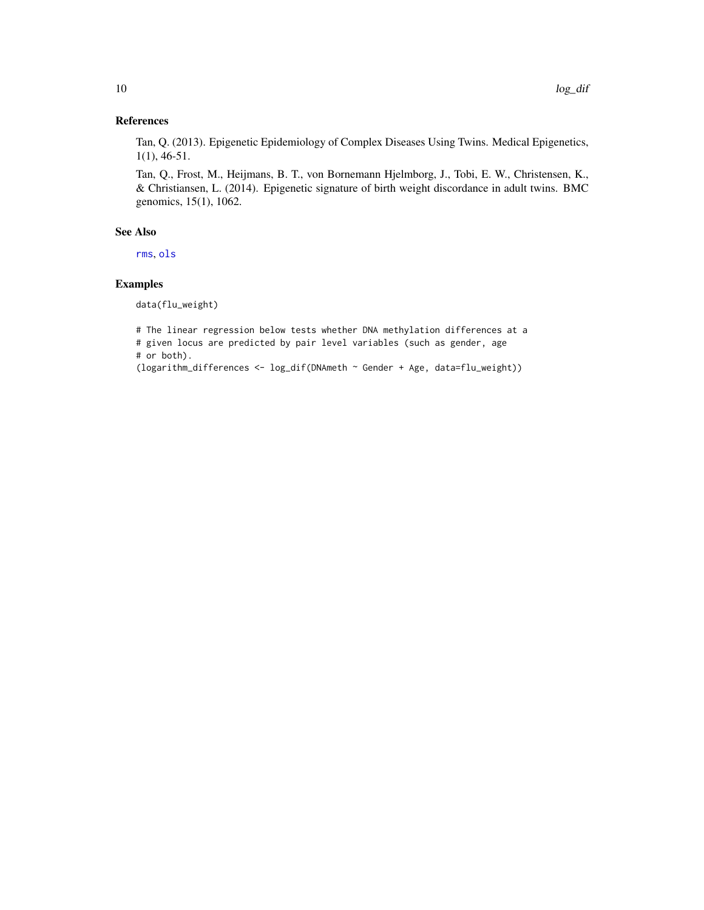## References

Tan, Q. (2013). Epigenetic Epidemiology of Complex Diseases Using Twins. Medical Epigenetics, 1(1), 46-51.

Tan, Q., Frost, M., Heijmans, B. T., von Bornemann Hjelmborg, J., Tobi, E. W., Christensen, K., & Christiansen, L. (2014). Epigenetic signature of birth weight discordance in adult twins. BMC genomics, 15(1), 1062.

## See Also

rms, ols

## Examples

```
data(flu_weight)

# The linear regression below tests whether DNA methylation differences at a
# given locus are predicted by pair level variables (such as gender, age
# or both).
(logarithm_differences <- log_dif(DNAmeth ~ Gender + Age, data=flu_weight))
```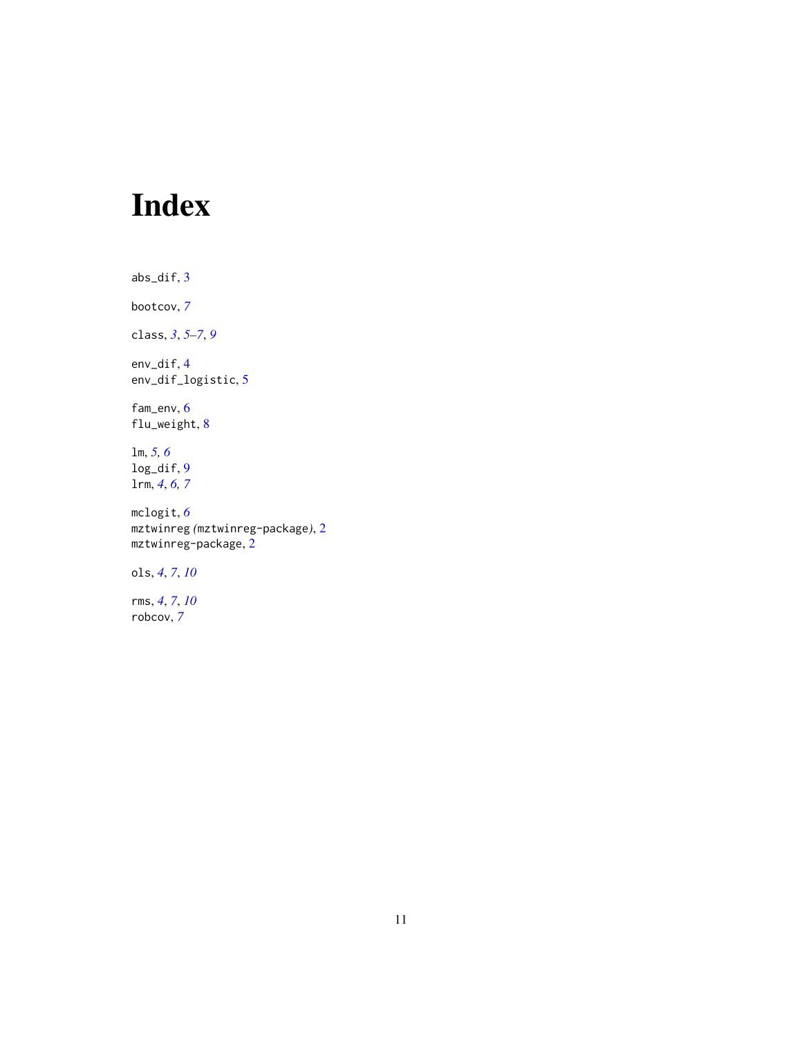# Index

abs_dif, 3

bootcov, *7*

class, *3*, *5–7*, *9*

env_dif, 4
env_dif_logistic, 5

fam_env, 6
flu_weight, 8

lm, *5, 6*
log_dif, 9
lrm, *4*, *6, 7*

mclogit, *6*
mztwinreg *(*mztwinreg-package*)*, 2
mztwinreg-package, 2

ols, *4*, *7*, *10*

rms, *4*, *7*, *10*
robcov, *7*